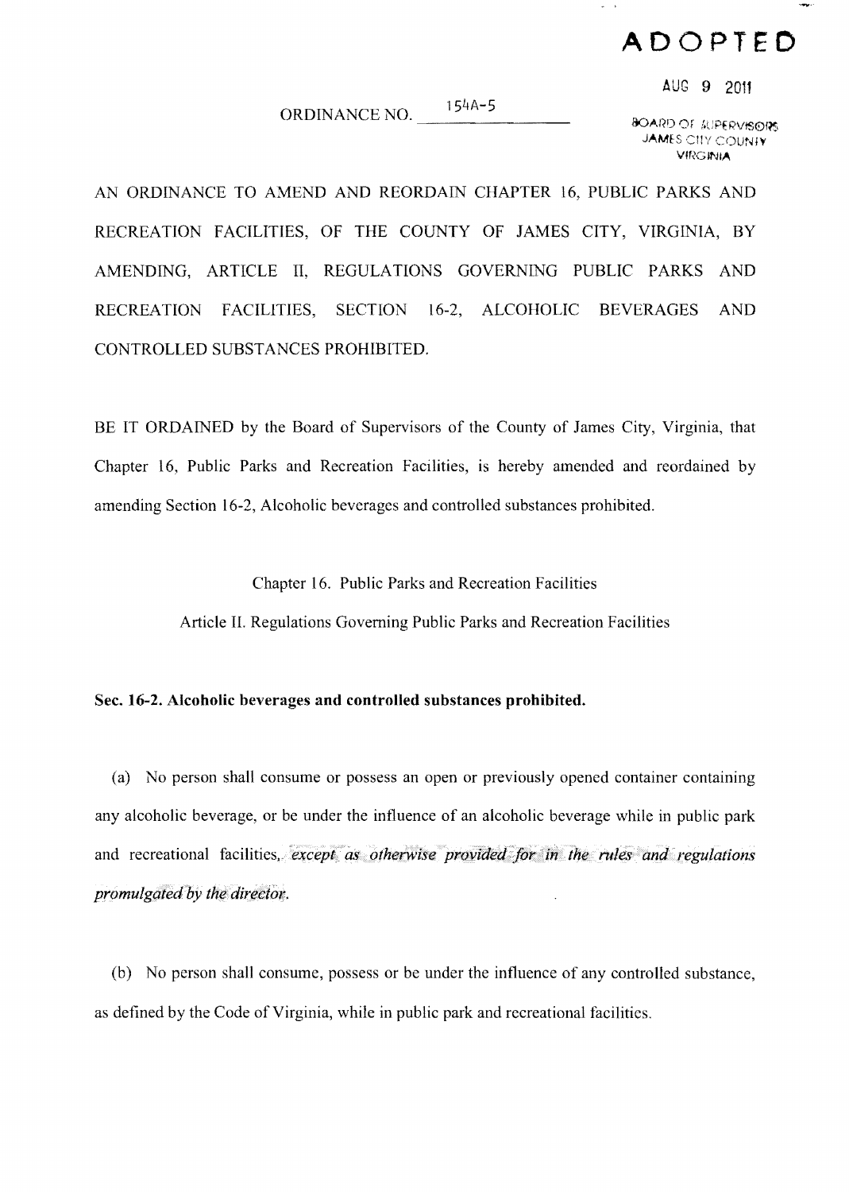**ADOPTED**

AUG 9 2011

BOARD OF SUPERVISORS
JAMES CITY COUNTY
VIRGINIA

ORDINANCE NO. 154A-5

AN ORDINANCE TO AMEND AND REORDAIN CHAPTER 16, PUBLIC PARKS AND RECREATION FACILITIES, OF THE COUNTY OF JAMES CITY, VIRGINIA, BY AMENDING, ARTICLE II, REGULATIONS GOVERNING PUBLIC PARKS AND RECREATION FACILITIES, SECTION 16-2, ALCOHOLIC BEVERAGES AND CONTROLLED SUBSTANCES PROHIBITED.

BE IT ORDAINED by the Board of Supervisors of the County of James City, Virginia, that Chapter 16, Public Parks and Recreation Facilities, is hereby amended and reordained by amending Section 16-2, Alcoholic beverages and controlled substances prohibited.

Chapter 16. Public Parks and Recreation Facilities

Article II. Regulations Governing Public Parks and Recreation Facilities

**Sec. 16-2. Alcoholic beverages and controlled substances prohibited.**

(a) No person shall consume or possess an open or previously opened container containing any alcoholic beverage, or be under the influence of an alcoholic beverage while in public park and recreational facilities, *except as otherwise provided for in the rules and regulations promulgated by the director*.

(b) No person shall consume, possess or be under the influence of any controlled substance, as defined by the Code of Virginia, while in public park and recreational facilities.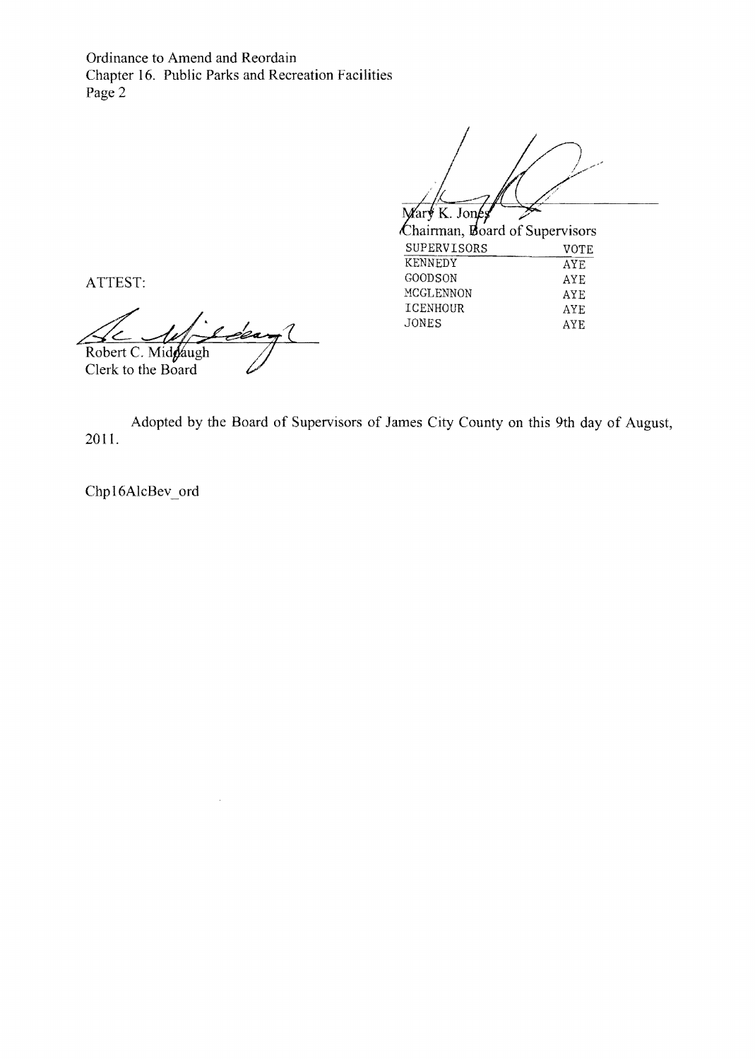Ordinance to Amend and Reordain
Chapter 16. Public Parks and Recreation Facilities
Page 2

Mary K. Jones
Chairman, Board of Supervisors

| SUPERVISORS | VOTE |
| --- | --- |
| KENNEDY | AYE |
| GOODSON | AYE |
| MCGLENNON | AYE |
| ICENHOUR | AYE |
| JONES | AYE |

ATTEST:

Robert C. Middaugh
Clerk to the Board

Adopted by the Board of Supervisors of James City County on this 9th day of August, 2011.

Chp16AlcBev_ord